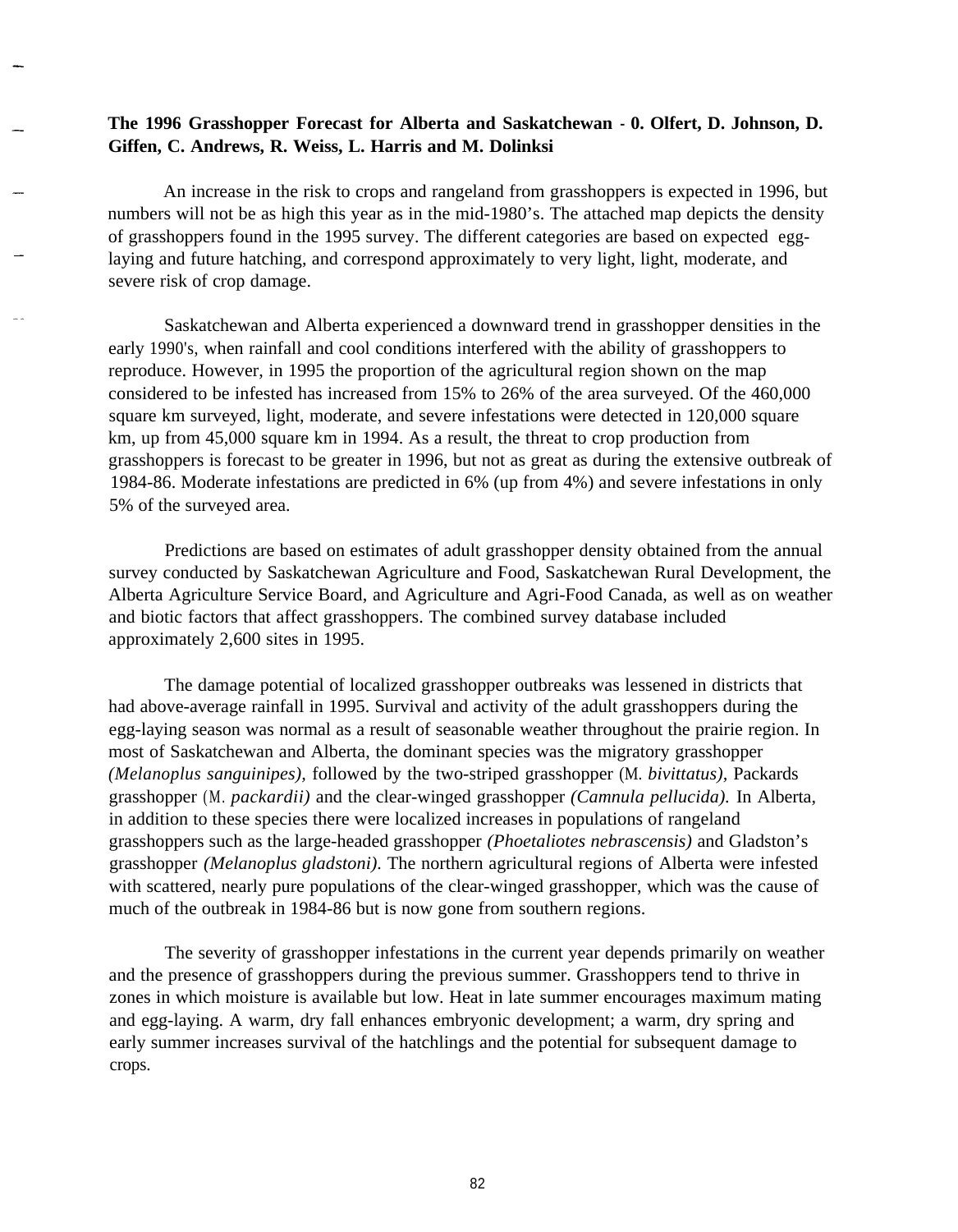**The 1996 Grasshopper Forecast for Alberta and Saskatchewan - 0. Olfert, D. Johnson, D. Giffen, C. Andrews, R. Weiss, L. Harris and M. Dolinksi**

An increase in the risk to crops and rangeland from grasshoppers is expected in 1996, but numbers will not be as high this year as in the mid-1980's. The attached map depicts the density of grasshoppers found in the 1995 survey. The different categories are based on expected egg-laying and future hatching, and correspond approximately to very light, light, moderate, and severe risk of crop damage.

Saskatchewan and Alberta experienced a downward trend in grasshopper densities in the early 1990's, when rainfall and cool conditions interfered with the ability of grasshoppers to reproduce. However, in 1995 the proportion of the agricultural region shown on the map considered to be infested has increased from 15% to 26% of the area surveyed. Of the 460,000 square km surveyed, light, moderate, and severe infestations were detected in 120,000 square km, up from 45,000 square km in 1994. As a result, the threat to crop production from grasshoppers is forecast to be greater in 1996, but not as great as during the extensive outbreak of 1984-86. Moderate infestations are predicted in 6% (up from 4%) and severe infestations in only 5% of the surveyed area.

Predictions are based on estimates of adult grasshopper density obtained from the annual survey conducted by Saskatchewan Agriculture and Food, Saskatchewan Rural Development, the Alberta Agriculture Service Board, and Agriculture and Agri-Food Canada, as well as on weather and biotic factors that affect grasshoppers. The combined survey database included approximately 2,600 sites in 1995.

The damage potential of localized grasshopper outbreaks was lessened in districts that had above-average rainfall in 1995. Survival and activity of the adult grasshoppers during the egg-laying season was normal as a result of seasonable weather throughout the prairie region. In most of Saskatchewan and Alberta, the dominant species was the migratory grasshopper *(Melanoplus sanguinipes)*, followed by the two-striped grasshopper (M. *bivittatus)*, Packards grasshopper (M. *packardii)* and the clear-winged grasshopper *(Camnula pellucida).* In Alberta, in addition to these species there were localized increases in populations of rangeland grasshoppers such as the large-headed grasshopper *(Phoetaliotes nebrascensis)* and Gladston's grasshopper *(Melanoplus gladstoni)*. The northern agricultural regions of Alberta were infested with scattered, nearly pure populations of the clear-winged grasshopper, which was the cause of much of the outbreak in 1984-86 but is now gone from southern regions.

The severity of grasshopper infestations in the current year depends primarily on weather and the presence of grasshoppers during the previous summer. Grasshoppers tend to thrive in zones in which moisture is available but low. Heat in late summer encourages maximum mating and egg-laying. A warm, dry fall enhances embryonic development; a warm, dry spring and early summer increases survival of the hatchlings and the potential for subsequent damage to crops.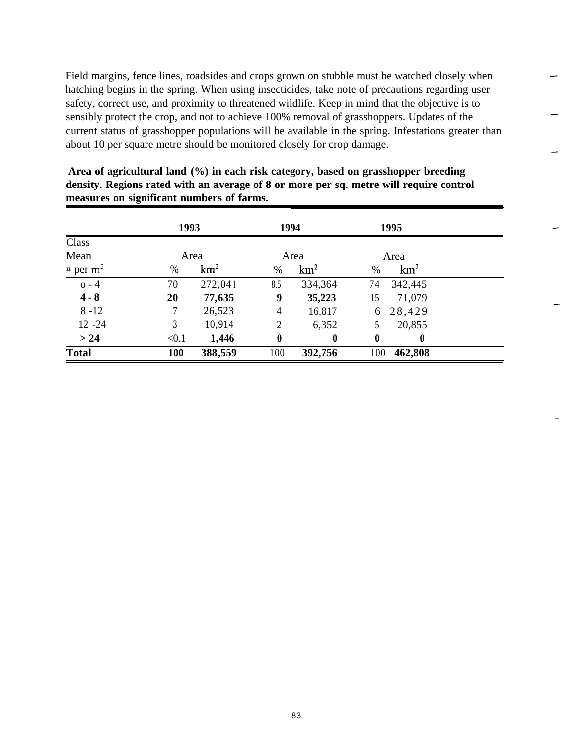Field margins, fence lines, roadsides and crops grown on stubble must be watched closely when hatching begins in the spring. When using insecticides, take note of precautions regarding user safety, correct use, and proximity to threatened wildlife. Keep in mind that the objective is to sensibly protect the crop, and not to achieve 100% removal of grasshoppers. Updates of the current status of grasshopper populations will be available in the spring. Infestations greater than about 10 per square metre should be monitored closely for crop damage.

**Area of agricultural land (%) in each risk category, based on grasshopper breeding density. Regions rated with an average of 8 or more per sq. metre will require control measures on significant numbers of farms.**

| Class Mean # per $m^2$ | 1993 Area % | 1993 Area $km^2$ | 1994 Area % | 1994 Area $km^2$ | 1995 Area % | 1995 Area $km^2$ |
|---|---|---|---|---|---|---|
| 0 - 4 | 70 | 272,041 | 8.5 | 334,364 | 74 | 342,445 |
| **4 - 8** | **20** | **77,635** | **9** | **35,223** | 15 | 71,079 |
| 8 -12 | 7 | 26,523 | 4 | 16,817 | 6 | 28,429 |
| 12 -24 | 3 | 10,914 | 2 | 6,352 | 5 | 20,855 |
| **> 24** | <0.1 | **1,446** | **0** | **0** | **0** | **0** |
| **Total** | **100** | **388,559** | 100 | **392,756** | 100 | **462,808** |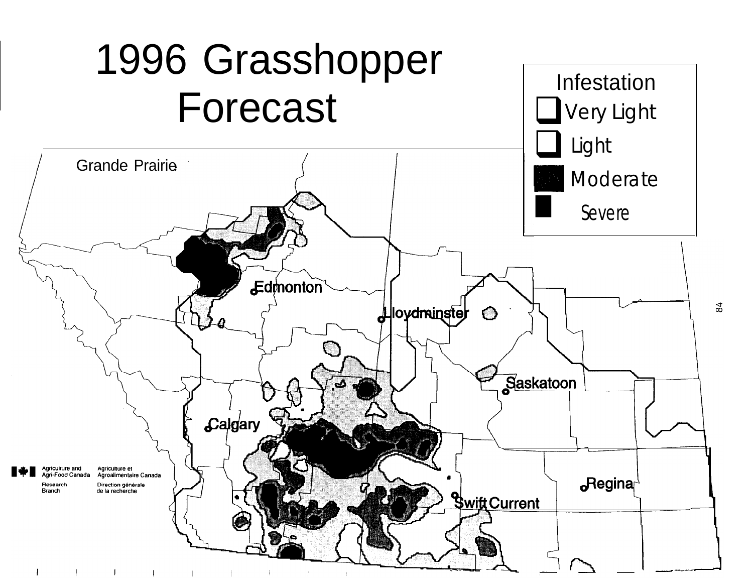# 1996 Grasshopper Forecast

Infestation

Very Light

Light

Moderate

Severe

Grande Prairie

Edmonton

Lloydminster

Saskatoon

Calgary

Regina

Swift Current

Agriculture and Agri-Food Canada
Agriculture et Agroalimentaire Canada
Research Branch
Direction générale de la recherche